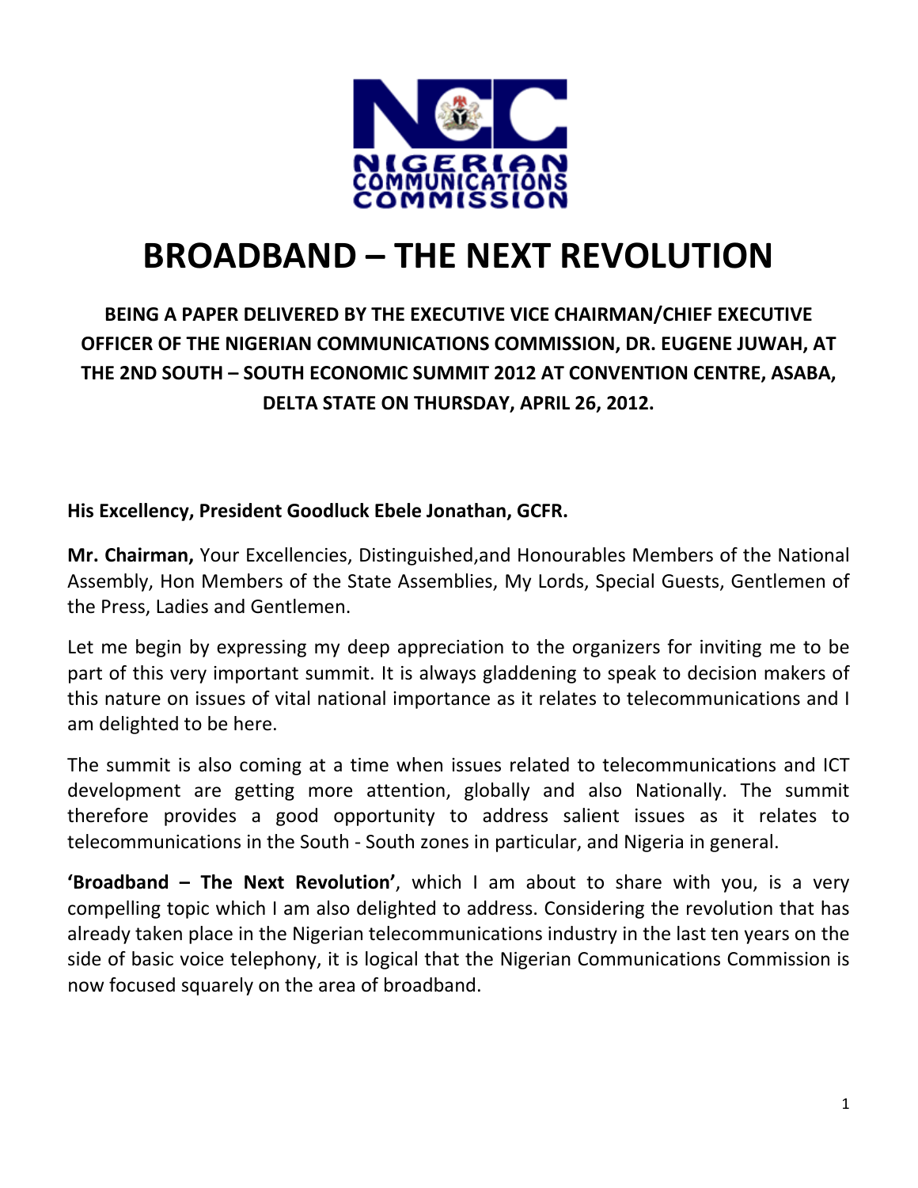# BROADBAND – THE NEXT REVOLUTION

**BEING A PAPER DELIVERED BY THE EXECUTIVE VICE CHAIRMAN/CHIEF EXECUTIVE OFFICER OF THE NIGERIAN COMMUNICATIONS COMMISSION, DR. EUGENE JUWAH, AT THE 2ND SOUTH – SOUTH ECONOMIC SUMMIT 2012 AT CONVENTION CENTRE, ASABA, DELTA STATE ON THURSDAY, APRIL 26, 2012.**

**His Excellency, President Goodluck Ebele Jonathan, GCFR.**

**Mr. Chairman,** Your Excellencies, Distinguished,and Honourables Members of the National Assembly, Hon Members of the State Assemblies, My Lords, Special Guests, Gentlemen of the Press, Ladies and Gentlemen.

Let me begin by expressing my deep appreciation to the organizers for inviting me to be part of this very important summit. It is always gladdening to speak to decision makers of this nature on issues of vital national importance as it relates to telecommunications and I am delighted to be here.

The summit is also coming at a time when issues related to telecommunications and ICT development are getting more attention, globally and also Nationally. The summit therefore provides a good opportunity to address salient issues as it relates to telecommunications in the South - South zones in particular, and Nigeria in general.

**'Broadband – The Next Revolution'**, which I am about to share with you, is a very compelling topic which I am also delighted to address. Considering the revolution that has already taken place in the Nigerian telecommunications industry in the last ten years on the side of basic voice telephony, it is logical that the Nigerian Communications Commission is now focused squarely on the area of broadband.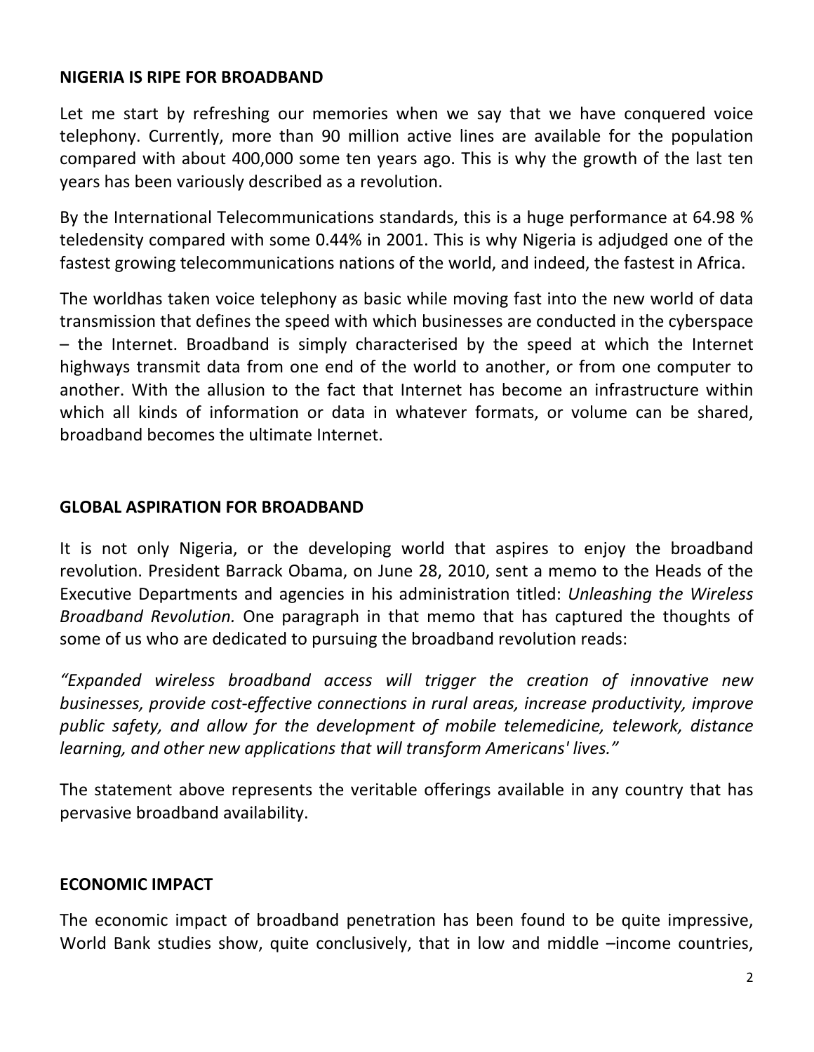## NIGERIA IS RIPE FOR BROADBAND

Let me start by refreshing our memories when we say that we have conquered voice telephony. Currently, more than 90 million active lines are available for the population compared with about 400,000 some ten years ago. This is why the growth of the last ten years has been variously described as a revolution.

By the International Telecommunications standards, this is a huge performance at 64.98 % teledensity compared with some 0.44% in 2001. This is why Nigeria is adjudged one of the fastest growing telecommunications nations of the world, and indeed, the fastest in Africa.

The worldhas taken voice telephony as basic while moving fast into the new world of data transmission that defines the speed with which businesses are conducted in the cyberspace – the Internet. Broadband is simply characterised by the speed at which the Internet highways transmit data from one end of the world to another, or from one computer to another. With the allusion to the fact that Internet has become an infrastructure within which all kinds of information or data in whatever formats, or volume can be shared, broadband becomes the ultimate Internet.

## GLOBAL ASPIRATION FOR BROADBAND

It is not only Nigeria, or the developing world that aspires to enjoy the broadband revolution. President Barrack Obama, on June 28, 2010, sent a memo to the Heads of the Executive Departments and agencies in his administration titled: *Unleashing the Wireless Broadband Revolution.* One paragraph in that memo that has captured the thoughts of some of us who are dedicated to pursuing the broadband revolution reads:

*"Expanded wireless broadband access will trigger the creation of innovative new businesses, provide cost-effective connections in rural areas, increase productivity, improve public safety, and allow for the development of mobile telemedicine, telework, distance learning, and other new applications that will transform Americans' lives."*

The statement above represents the veritable offerings available in any country that has pervasive broadband availability.

## ECONOMIC IMPACT

The economic impact of broadband penetration has been found to be quite impressive, World Bank studies show, quite conclusively, that in low and middle –income countries,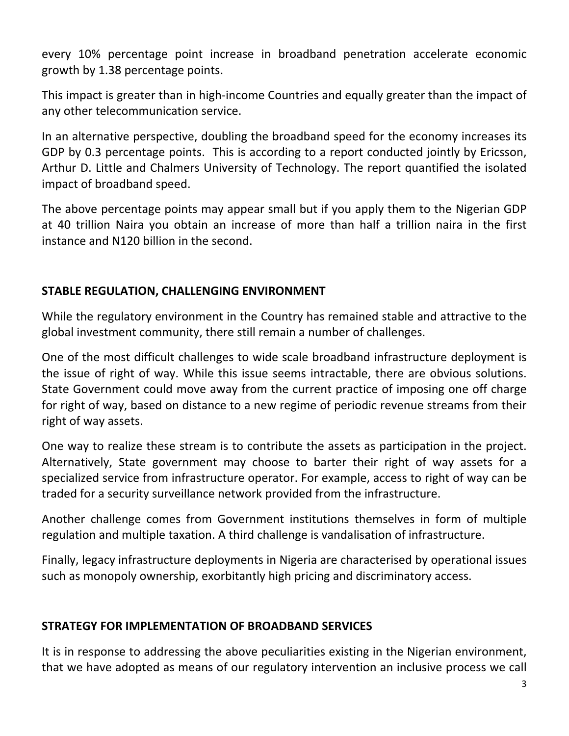every 10% percentage point increase in broadband penetration accelerate economic growth by 1.38 percentage points.

This impact is greater than in high-income Countries and equally greater than the impact of any other telecommunication service.

In an alternative perspective, doubling the broadband speed for the economy increases its GDP by 0.3 percentage points. This is according to a report conducted jointly by Ericsson, Arthur D. Little and Chalmers University of Technology. The report quantified the isolated impact of broadband speed.

The above percentage points may appear small but if you apply them to the Nigerian GDP at 40 trillion Naira you obtain an increase of more than half a trillion naira in the first instance and N120 billion in the second.

## STABLE REGULATION, CHALLENGING ENVIRONMENT

While the regulatory environment in the Country has remained stable and attractive to the global investment community, there still remain a number of challenges.

One of the most difficult challenges to wide scale broadband infrastructure deployment is the issue of right of way. While this issue seems intractable, there are obvious solutions. State Government could move away from the current practice of imposing one off charge for right of way, based on distance to a new regime of periodic revenue streams from their right of way assets.

One way to realize these stream is to contribute the assets as participation in the project. Alternatively, State government may choose to barter their right of way assets for a specialized service from infrastructure operator. For example, access to right of way can be traded for a security surveillance network provided from the infrastructure.

Another challenge comes from Government institutions themselves in form of multiple regulation and multiple taxation. A third challenge is vandalisation of infrastructure.

Finally, legacy infrastructure deployments in Nigeria are characterised by operational issues such as monopoly ownership, exorbitantly high pricing and discriminatory access.

## STRATEGY FOR IMPLEMENTATION OF BROADBAND SERVICES

It is in response to addressing the above peculiarities existing in the Nigerian environment, that we have adopted as means of our regulatory intervention an inclusive process we call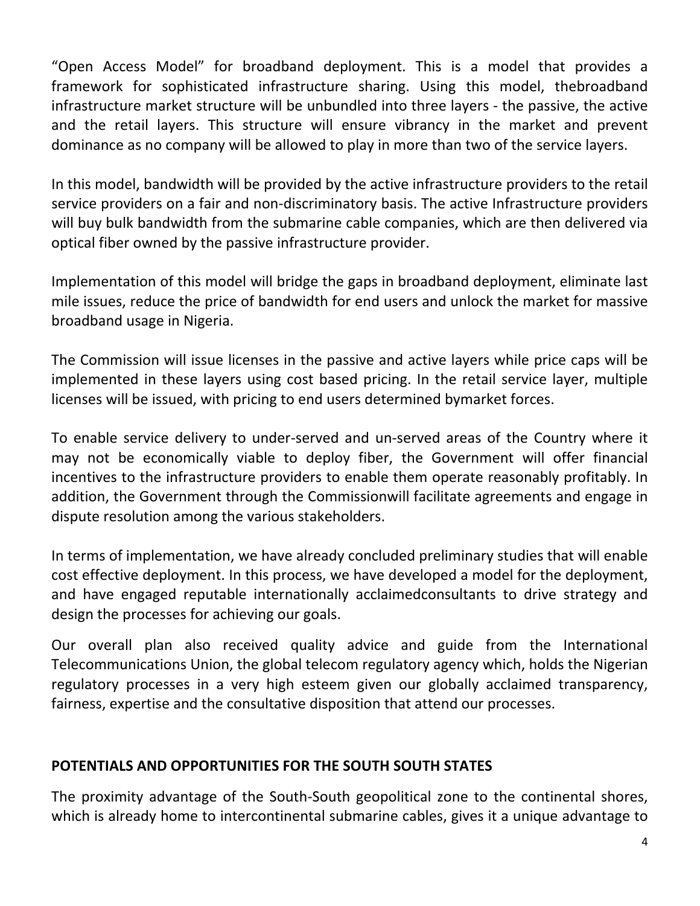"Open Access Model" for broadband deployment. This is a model that provides a framework for sophisticated infrastructure sharing. Using this model, thebroadband infrastructure market structure will be unbundled into three layers - the passive, the active and the retail layers. This structure will ensure vibrancy in the market and prevent dominance as no company will be allowed to play in more than two of the service layers.

In this model, bandwidth will be provided by the active infrastructure providers to the retail service providers on a fair and non-discriminatory basis. The active Infrastructure providers will buy bulk bandwidth from the submarine cable companies, which are then delivered via optical fiber owned by the passive infrastructure provider.

Implementation of this model will bridge the gaps in broadband deployment, eliminate last mile issues, reduce the price of bandwidth for end users and unlock the market for massive broadband usage in Nigeria.

The Commission will issue licenses in the passive and active layers while price caps will be implemented in these layers using cost based pricing. In the retail service layer, multiple licenses will be issued, with pricing to end users determined bymarket forces.

To enable service delivery to under-served and un-served areas of the Country where it may not be economically viable to deploy fiber, the Government will offer financial incentives to the infrastructure providers to enable them operate reasonably profitably. In addition, the Government through the Commissionwill facilitate agreements and engage in dispute resolution among the various stakeholders.

In terms of implementation, we have already concluded preliminary studies that will enable cost effective deployment. In this process, we have developed a model for the deployment, and have engaged reputable internationally acclaimedconsultants to drive strategy and design the processes for achieving our goals.

Our overall plan also received quality advice and guide from the International Telecommunications Union, the global telecom regulatory agency which, holds the Nigerian regulatory processes in a very high esteem given our globally acclaimed transparency, fairness, expertise and the consultative disposition that attend our processes.

**POTENTIALS AND OPPORTUNITIES FOR THE SOUTH SOUTH STATES**

The proximity advantage of the South-South geopolitical zone to the continental shores, which is already home to intercontinental submarine cables, gives it a unique advantage to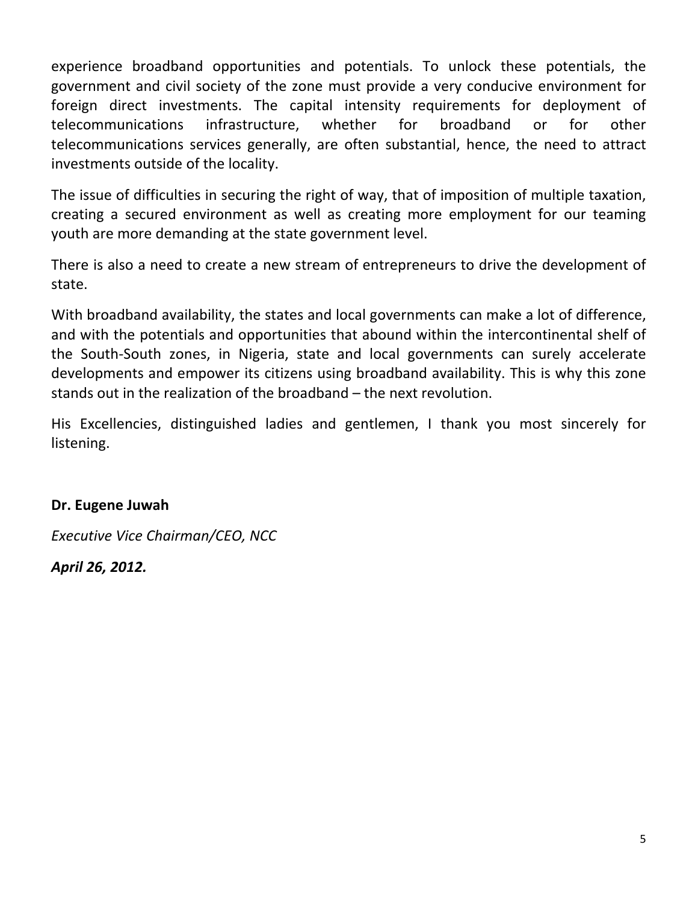experience broadband opportunities and potentials. To unlock these potentials, the government and civil society of the zone must provide a very conducive environment for foreign direct investments. The capital intensity requirements for deployment of telecommunications infrastructure, whether for broadband or for other telecommunications services generally, are often substantial, hence, the need to attract investments outside of the locality.

The issue of difficulties in securing the right of way, that of imposition of multiple taxation, creating a secured environment as well as creating more employment for our teaming youth are more demanding at the state government level.

There is also a need to create a new stream of entrepreneurs to drive the development of state.

With broadband availability, the states and local governments can make a lot of difference, and with the potentials and opportunities that abound within the intercontinental shelf of the South-South zones, in Nigeria, state and local governments can surely accelerate developments and empower its citizens using broadband availability. This is why this zone stands out in the realization of the broadband – the next revolution.

His Excellencies, distinguished ladies and gentlemen, I thank you most sincerely for listening.

**Dr. Eugene Juwah**

*Executive Vice Chairman/CEO, NCC*

***April 26, 2012.***